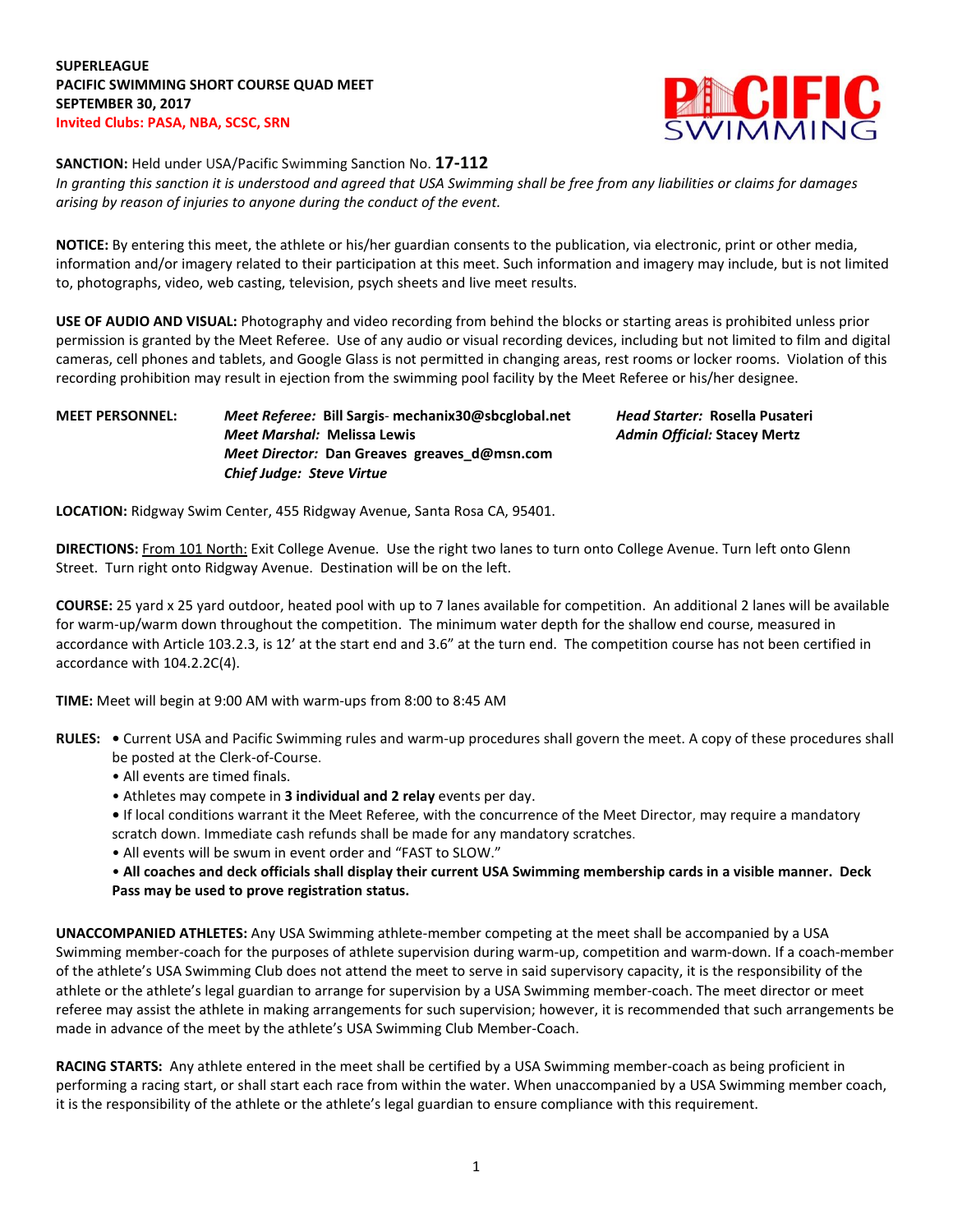**SUPERLEAGUE**
**PACIFIC SWIMMING SHORT COURSE QUAD MEET**
**SEPTEMBER 30, 2017**
**Invited Clubs: PASA, NBA, SCSC, SRN**

**SANCTION:** Held under USA/Pacific Swimming Sanction No. **17-112**
*In granting this sanction it is understood and agreed that USA Swimming shall be free from any liabilities or claims for damages arising by reason of injuries to anyone during the conduct of the event.*

**NOTICE:** By entering this meet, the athlete or his/her guardian consents to the publication, via electronic, print or other media, information and/or imagery related to their participation at this meet. Such information and imagery may include, but is not limited to, photographs, video, web casting, television, psych sheets and live meet results.

**USE OF AUDIO AND VISUAL:** Photography and video recording from behind the blocks or starting areas is prohibited unless prior permission is granted by the Meet Referee. Use of any audio or visual recording devices, including but not limited to film and digital cameras, cell phones and tablets, and Google Glass is not permitted in changing areas, rest rooms or locker rooms. Violation of this recording prohibition may result in ejection from the swimming pool facility by the Meet Referee or his/her designee.

**MEET PERSONNEL:**
***Meet Referee:* Bill Sargis- mechanix30@sbcglobal.net**
***Meet Marshal:* Melissa Lewis**
***Meet Director:* Dan Greaves greaves_d@msn.com**
***Chief Judge: Steve Virtue***
***Head Starter:* Rosella Pusateri**
***Admin Official:* Stacey Mertz**

**LOCATION:** Ridgway Swim Center, 455 Ridgway Avenue, Santa Rosa CA, 95401.

**DIRECTIONS:** From 101 North: Exit College Avenue. Use the right two lanes to turn onto College Avenue. Turn left onto Glenn Street. Turn right onto Ridgway Avenue. Destination will be on the left.

**COURSE:** 25 yard x 25 yard outdoor, heated pool with up to 7 lanes available for competition. An additional 2 lanes will be available for warm-up/warm down throughout the competition. The minimum water depth for the shallow end course, measured in accordance with Article 103.2.3, is 12' at the start end and 3.6" at the turn end. The competition course has not been certified in accordance with 104.2.2C(4).

**TIME:** Meet will begin at 9:00 AM with warm-ups from 8:00 to 8:45 AM

**RULES:**
- Current USA and Pacific Swimming rules and warm-up procedures shall govern the meet. A copy of these procedures shall be posted at the Clerk-of-Course.
- All events are timed finals.
- Athletes may compete in **3 individual and 2 relay** events per day.
- If local conditions warrant it the Meet Referee, with the concurrence of the Meet Director, may require a mandatory scratch down. Immediate cash refunds shall be made for any mandatory scratches.
- All events will be swum in event order and "FAST to SLOW."
- **All coaches and deck officials shall display their current USA Swimming membership cards in a visible manner. Deck Pass may be used to prove registration status.**

**UNACCOMPANIED ATHLETES:** Any USA Swimming athlete-member competing at the meet shall be accompanied by a USA Swimming member-coach for the purposes of athlete supervision during warm-up, competition and warm-down. If a coach-member of the athlete's USA Swimming Club does not attend the meet to serve in said supervisory capacity, it is the responsibility of the athlete or the athlete's legal guardian to arrange for supervision by a USA Swimming member-coach. The meet director or meet referee may assist the athlete in making arrangements for such supervision; however, it is recommended that such arrangements be made in advance of the meet by the athlete's USA Swimming Club Member-Coach.

**RACING STARTS:** Any athlete entered in the meet shall be certified by a USA Swimming member-coach as being proficient in performing a racing start, or shall start each race from within the water. When unaccompanied by a USA Swimming member coach, it is the responsibility of the athlete or the athlete's legal guardian to ensure compliance with this requirement.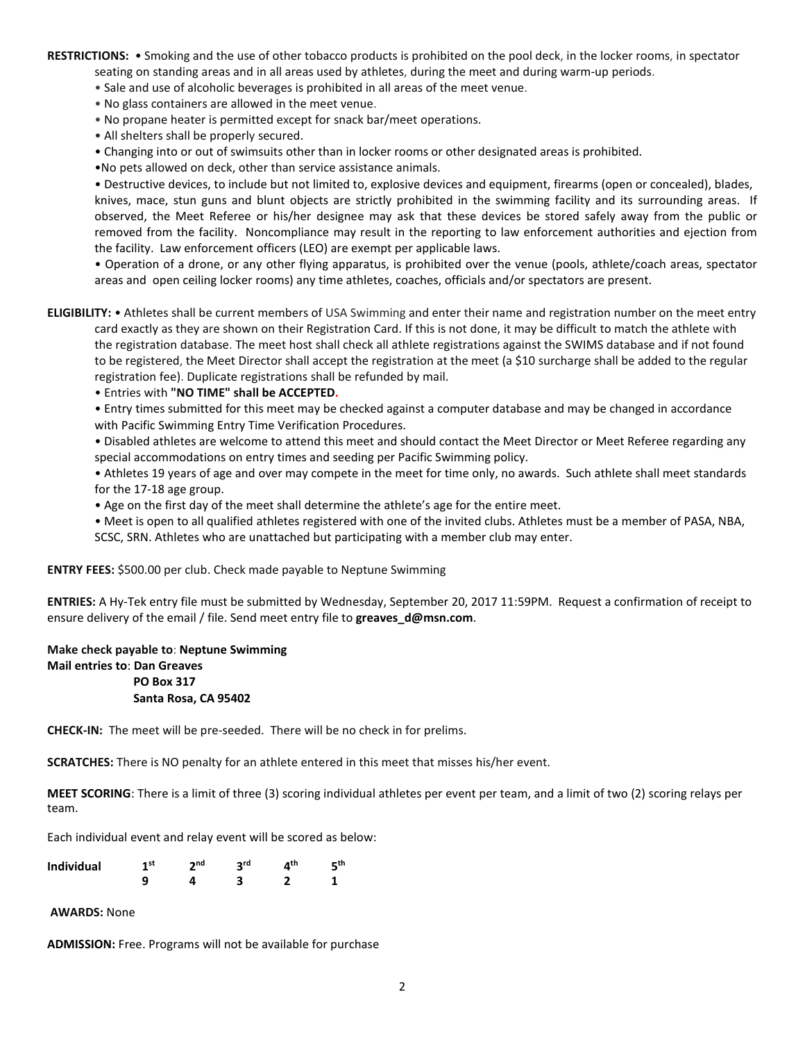**RESTRICTIONS:** • Smoking and the use of other tobacco products is prohibited on the pool deck, in the locker rooms, in spectator seating on standing areas and in all areas used by athletes, during the meet and during warm-up periods.

• Sale and use of alcoholic beverages is prohibited in all areas of the meet venue.

• No glass containers are allowed in the meet venue.

• No propane heater is permitted except for snack bar/meet operations.

• All shelters shall be properly secured.

• Changing into or out of swimsuits other than in locker rooms or other designated areas is prohibited.

•No pets allowed on deck, other than service assistance animals.

• Destructive devices, to include but not limited to, explosive devices and equipment, firearms (open or concealed), blades, knives, mace, stun guns and blunt objects are strictly prohibited in the swimming facility and its surrounding areas. If observed, the Meet Referee or his/her designee may ask that these devices be stored safely away from the public or removed from the facility. Noncompliance may result in the reporting to law enforcement authorities and ejection from the facility. Law enforcement officers (LEO) are exempt per applicable laws.

• Operation of a drone, or any other flying apparatus, is prohibited over the venue (pools, athlete/coach areas, spectator areas and open ceiling locker rooms) any time athletes, coaches, officials and/or spectators are present.

**ELIGIBILITY:** • Athletes shall be current members of USA Swimming and enter their name and registration number on the meet entry card exactly as they are shown on their Registration Card. If this is not done, it may be difficult to match the athlete with the registration database. The meet host shall check all athlete registrations against the SWIMS database and if not found to be registered, the Meet Director shall accept the registration at the meet (a $10 surcharge shall be added to the regular registration fee). Duplicate registrations shall be refunded by mail.

• Entries with **"NO TIME" shall be ACCEPTED.**

• Entry times submitted for this meet may be checked against a computer database and may be changed in accordance with Pacific Swimming Entry Time Verification Procedures.

• Disabled athletes are welcome to attend this meet and should contact the Meet Director or Meet Referee regarding any special accommodations on entry times and seeding per Pacific Swimming policy.

• Athletes 19 years of age and over may compete in the meet for time only, no awards. Such athlete shall meet standards for the 17-18 age group.

• Age on the first day of the meet shall determine the athlete's age for the entire meet.

• Meet is open to all qualified athletes registered with one of the invited clubs. Athletes must be a member of PASA, NBA, SCSC, SRN. Athletes who are unattached but participating with a member club may enter.

**ENTRY FEES:** $500.00 per club. Check made payable to Neptune Swimming

**ENTRIES:** A Hy-Tek entry file must be submitted by Wednesday, September 20, 2017 11:59PM. Request a confirmation of receipt to ensure delivery of the email / file. Send meet entry file to **greaves_d@msn.com**.

**Make check payable to**: **Neptune Swimming**
**Mail entries to**: **Dan Greaves**
**PO Box 317**
**Santa Rosa, CA 95402**

**CHECK-IN:** The meet will be pre-seeded. There will be no check in for prelims.

**SCRATCHES:** There is NO penalty for an athlete entered in this meet that misses his/her event.

**MEET SCORING**: There is a limit of three (3) scoring individual athletes per event per team, and a limit of two (2) scoring relays per team.

Each individual event and relay event will be scored as below:

| Individual | 1st | 2nd | 3rd | 4th | 5th |
|---|---|---|---|---|---|
| | 9 | 4 | 3 | 2 | 1 |

**AWARDS:** None

**ADMISSION:** Free. Programs will not be available for purchase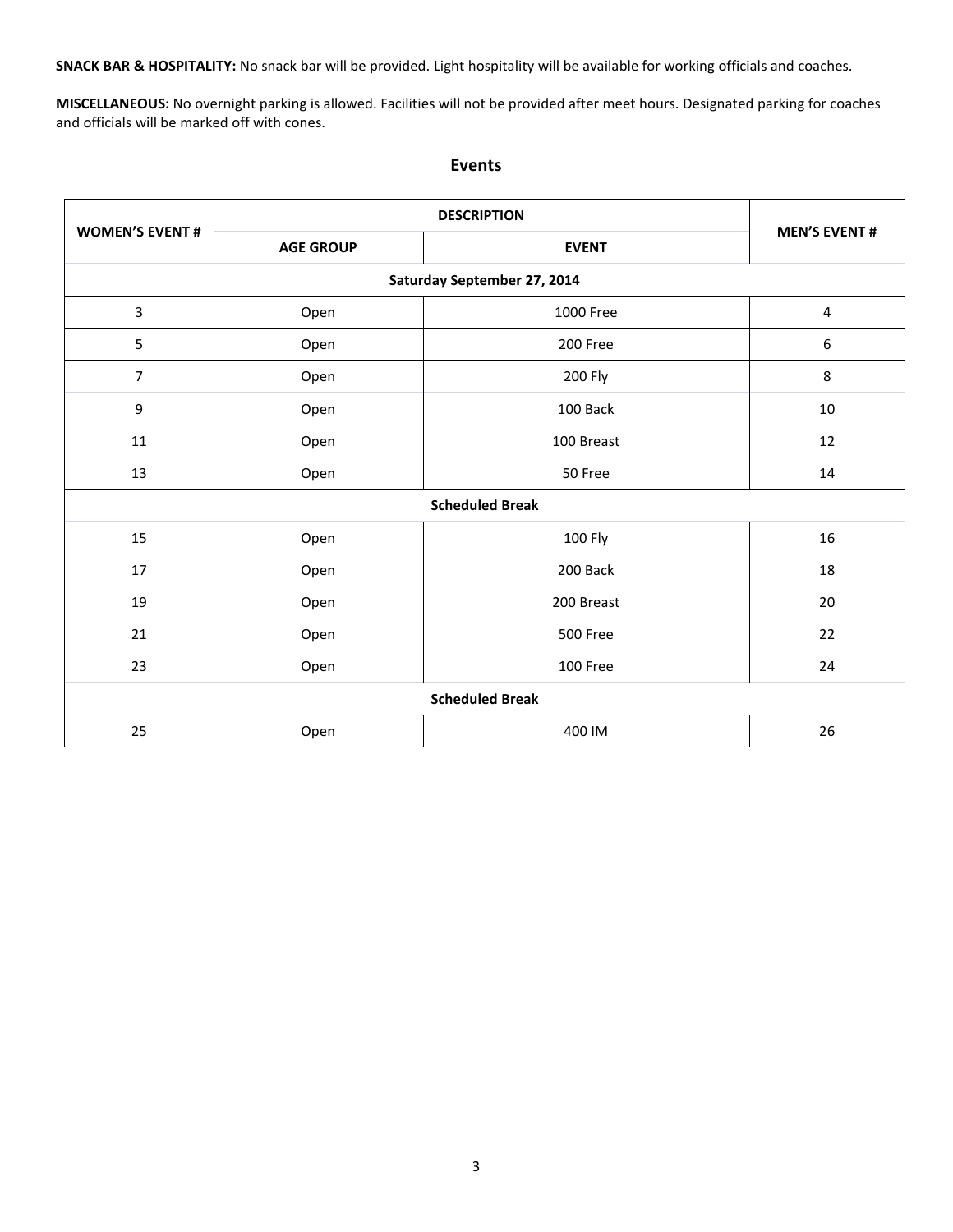**SNACK BAR & HOSPITALITY:** No snack bar will be provided. Light hospitality will be available for working officials and coaches.

**MISCELLANEOUS:** No overnight parking is allowed. Facilities will not be provided after meet hours. Designated parking for coaches and officials will be marked off with cones.

## Events

| WOMEN'S EVENT # | DESCRIPTION | | MEN'S EVENT # |
|---|---|---|---|
| | AGE GROUP | EVENT | |
| **Saturday September 27, 2014** | | | |
| 3 | Open | 1000 Free | 4 |
| 5 | Open | 200 Free | 6 |
| 7 | Open | 200 Fly | 8 |
| 9 | Open | 100 Back | 10 |
| 11 | Open | 100 Breast | 12 |
| 13 | Open | 50 Free | 14 |
| **Scheduled Break** | | | |
| 15 | Open | 100 Fly | 16 |
| 17 | Open | 200 Back | 18 |
| 19 | Open | 200 Breast | 20 |
| 21 | Open | 500 Free | 22 |
| 23 | Open | 100 Free | 24 |
| **Scheduled Break** | | | |
| 25 | Open | 400 IM | 26 |